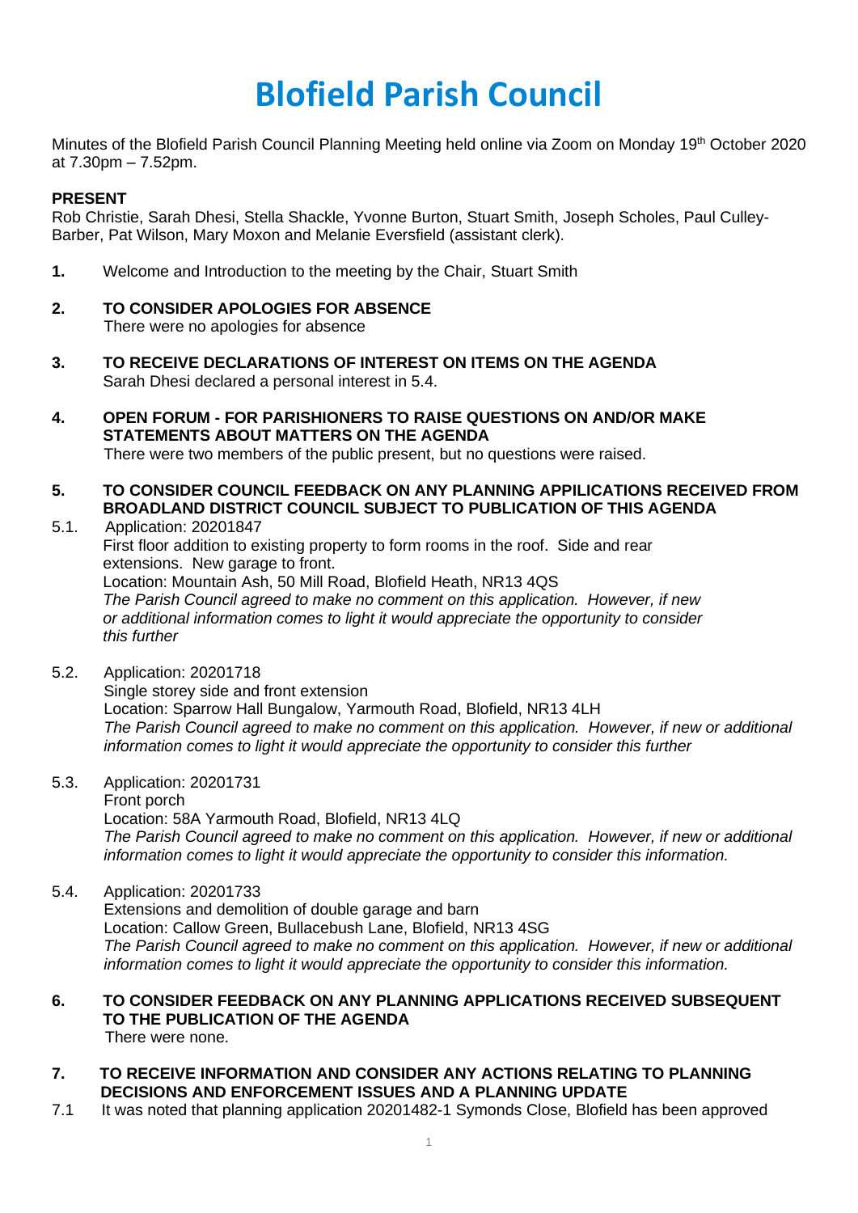# Blofield Parish Council

Minutes of the Blofield Parish Council Planning Meeting held online via Zoom on Monday 19th October 2020 at 7.30pm – 7.52pm.

**PRESENT**

Rob Christie, Sarah Dhesi, Stella Shackle, Yvonne Burton, Stuart Smith, Joseph Scholes, Paul Culley-Barber, Pat Wilson, Mary Moxon and Melanie Eversfield (assistant clerk).

**1.** Welcome and Introduction to the meeting by the Chair, Stuart Smith

**2. TO CONSIDER APOLOGIES FOR ABSENCE**

There were no apologies for absence

**3. TO RECEIVE DECLARATIONS OF INTEREST ON ITEMS ON THE AGENDA**

Sarah Dhesi declared a personal interest in 5.4.

**4. OPEN FORUM - FOR PARISHIONERS TO RAISE QUESTIONS ON AND/OR MAKE STATEMENTS ABOUT MATTERS ON THE AGENDA**

There were two members of the public present, but no questions were raised.

**5. TO CONSIDER COUNCIL FEEDBACK ON ANY PLANNING APPILICATIONS RECEIVED FROM BROADLAND DISTRICT COUNCIL SUBJECT TO PUBLICATION OF THIS AGENDA**

5.1. Application: 20201847

First floor addition to existing property to form rooms in the roof. Side and rear extensions. New garage to front.

Location: Mountain Ash, 50 Mill Road, Blofield Heath, NR13 4QS

*The Parish Council agreed to make no comment on this application. However, if new or additional information comes to light it would appreciate the opportunity to consider this further*

5.2. Application: 20201718

Single storey side and front extension

Location: Sparrow Hall Bungalow, Yarmouth Road, Blofield, NR13 4LH

*The Parish Council agreed to make no comment on this application. However, if new or additional information comes to light it would appreciate the opportunity to consider this further*

5.3. Application: 20201731

Front porch

Location: 58A Yarmouth Road, Blofield, NR13 4LQ

*The Parish Council agreed to make no comment on this application. However, if new or additional information comes to light it would appreciate the opportunity to consider this information.*

5.4. Application: 20201733

Extensions and demolition of double garage and barn

Location: Callow Green, Bullacebush Lane, Blofield, NR13 4SG

*The Parish Council agreed to make no comment on this application. However, if new or additional information comes to light it would appreciate the opportunity to consider this information.*

**6. TO CONSIDER FEEDBACK ON ANY PLANNING APPLICATIONS RECEIVED SUBSEQUENT TO THE PUBLICATION OF THE AGENDA**

There were none.

**7. TO RECEIVE INFORMATION AND CONSIDER ANY ACTIONS RELATING TO PLANNING DECISIONS AND ENFORCEMENT ISSUES AND A PLANNING UPDATE**

7.1 It was noted that planning application 20201482-1 Symonds Close, Blofield has been approved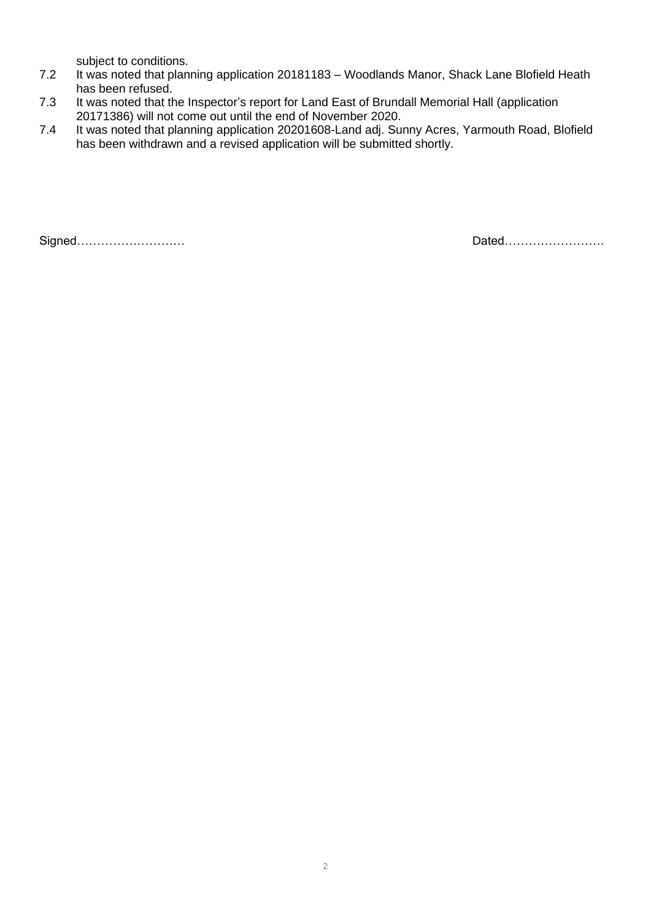subject to conditions.

7.2 It was noted that planning application 20181183 – Woodlands Manor, Shack Lane Blofield Heath has been refused.

7.3 It was noted that the Inspector's report for Land East of Brundall Memorial Hall (application 20171386) will not come out until the end of November 2020.

7.4 It was noted that planning application 20201608-Land adj. Sunny Acres, Yarmouth Road, Blofield has been withdrawn and a revised application will be submitted shortly.

Signed……………………… Dated…………………….